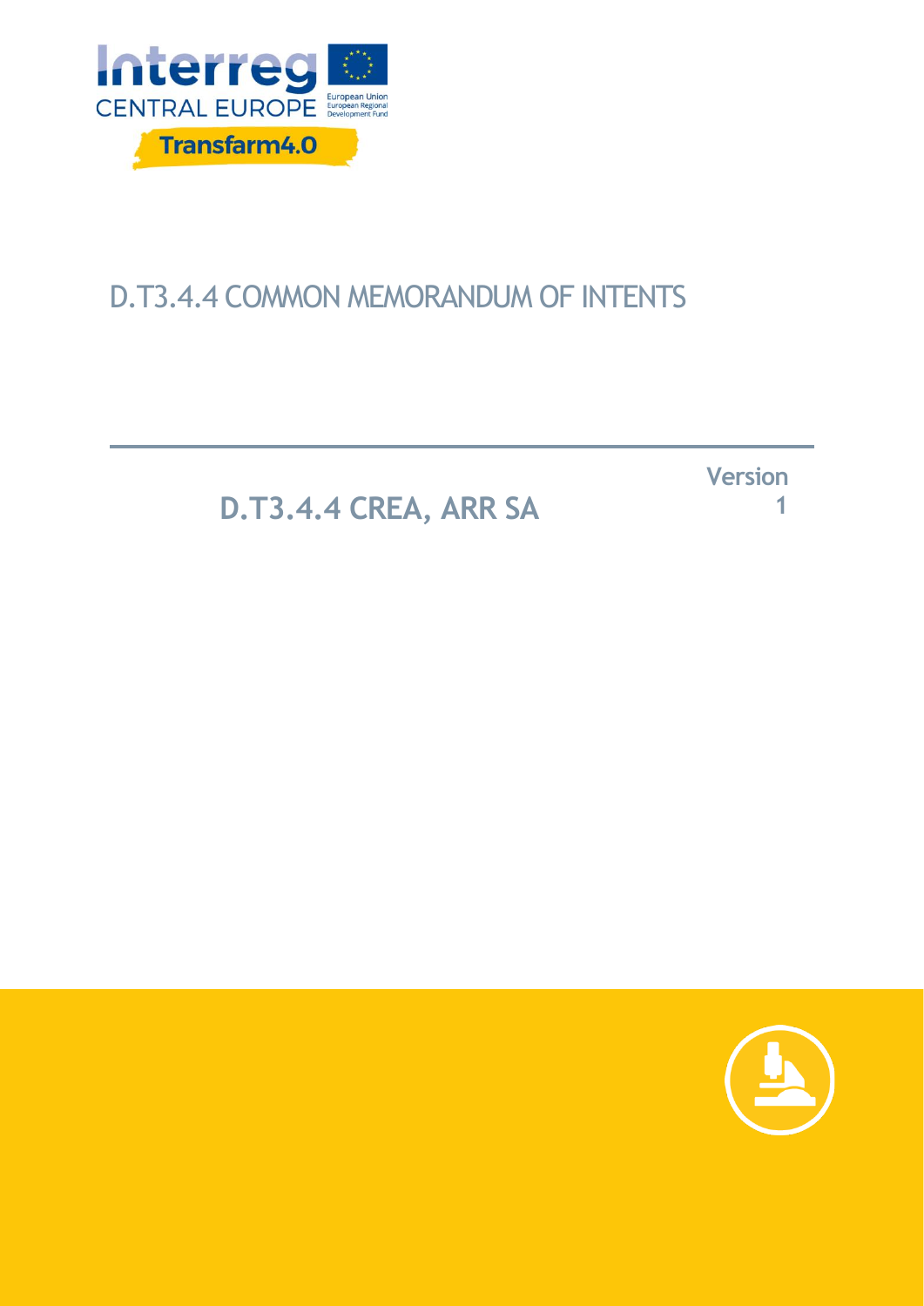Interreg
CENTRAL EUROPE
European Union
European Regional Development Fund

Transfarm4.0

# D.T3.4.4 COMMON MEMORANDUM OF INTENTS

## D.T3.4.4 CREA, ARR SA

Version 1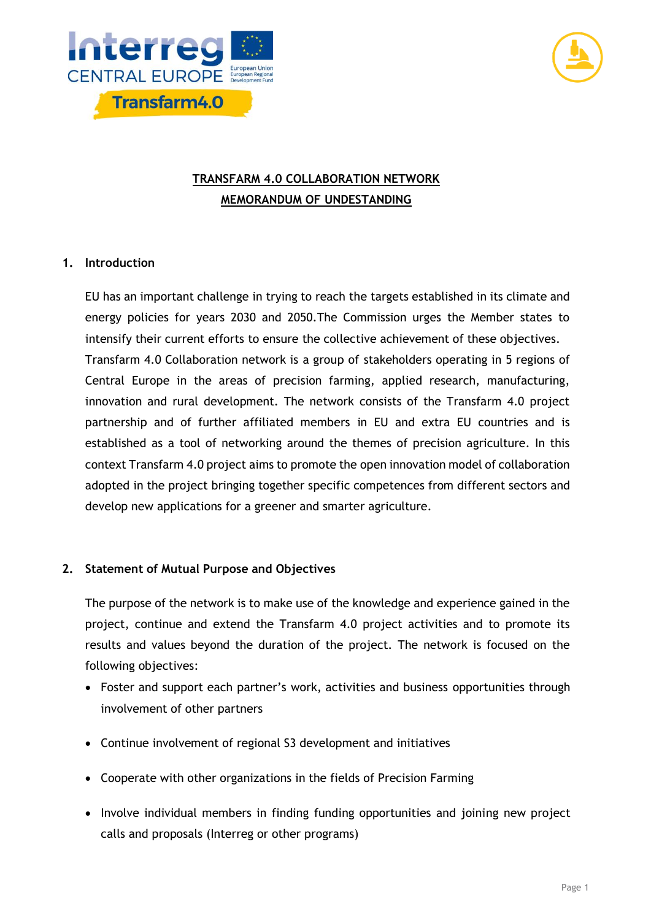**TRANSFARM 4.0 COLLABORATION NETWORK**
**MEMORANDUM OF UNDESTANDING**

## 1. Introduction

EU has an important challenge in trying to reach the targets established in its climate and energy policies for years 2030 and 2050.The Commission urges the Member states to intensify their current efforts to ensure the collective achievement of these objectives. Transfarm 4.0 Collaboration network is a group of stakeholders operating in 5 regions of Central Europe in the areas of precision farming, applied research, manufacturing, innovation and rural development. The network consists of the Transfarm 4.0 project partnership and of further affiliated members in EU and extra EU countries and is established as a tool of networking around the themes of precision agriculture. In this context Transfarm 4.0 project aims to promote the open innovation model of collaboration adopted in the project bringing together specific competences from different sectors and develop new applications for a greener and smarter agriculture.

## 2. Statement of Mutual Purpose and Objectives

The purpose of the network is to make use of the knowledge and experience gained in the project, continue and extend the Transfarm 4.0 project activities and to promote its results and values beyond the duration of the project. The network is focused on the following objectives:

- Foster and support each partner's work, activities and business opportunities through involvement of other partners
- Continue involvement of regional S3 development and initiatives
- Cooperate with other organizations in the fields of Precision Farming
- Involve individual members in finding funding opportunities and joining new project calls and proposals (Interreg or other programs)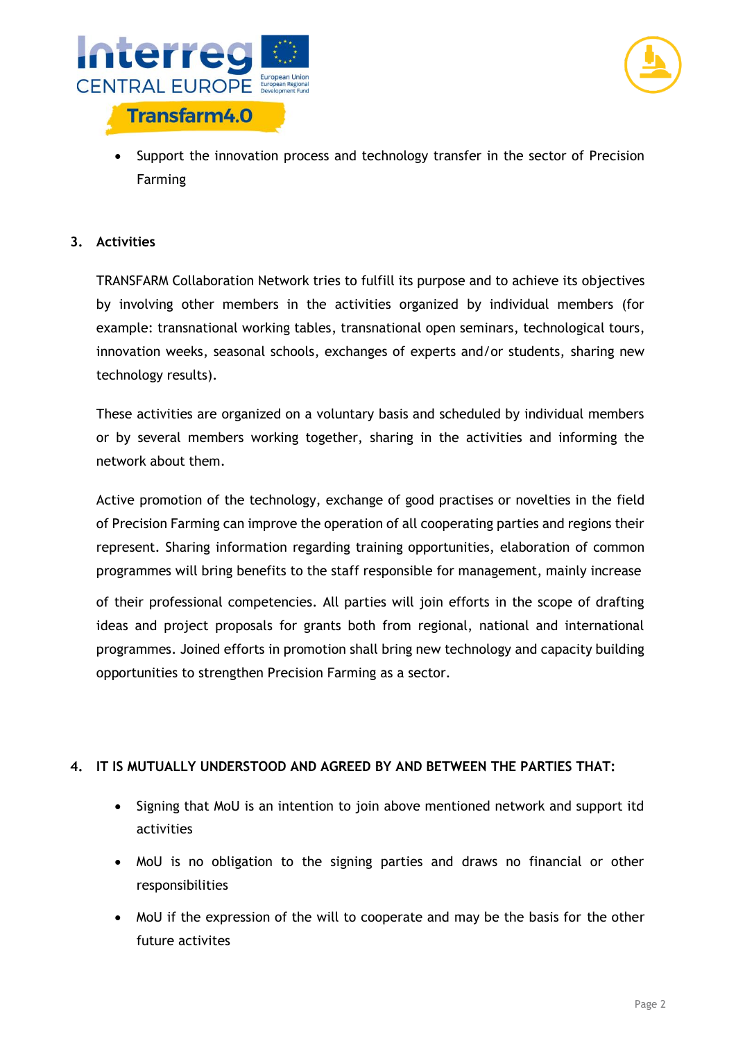- Support the innovation process and technology transfer in the sector of Precision Farming

## 3. Activities

TRANSFARM Collaboration Network tries to fulfill its purpose and to achieve its objectives by involving other members in the activities organized by individual members (for example: transnational working tables, transnational open seminars, technological tours, innovation weeks, seasonal schools, exchanges of experts and/or students, sharing new technology results).

These activities are organized on a voluntary basis and scheduled by individual members or by several members working together, sharing in the activities and informing the network about them.

Active promotion of the technology, exchange of good practises or novelties in the field of Precision Farming can improve the operation of all cooperating parties and regions their represent. Sharing information regarding training opportunities, elaboration of common programmes will bring benefits to the staff responsible for management, mainly increase of their professional competencies. All parties will join efforts in the scope of drafting ideas and project proposals for grants both from regional, national and international programmes. Joined efforts in promotion shall bring new technology and capacity building opportunities to strengthen Precision Farming as a sector.

## 4. IT IS MUTUALLY UNDERSTOOD AND AGREED BY AND BETWEEN THE PARTIES THAT:

- Signing that MoU is an intention to join above mentioned network and support itd activities
- MoU is no obligation to the signing parties and draws no financial or other responsibilities
- MoU if the expression of the will to cooperate and may be the basis for the other future activites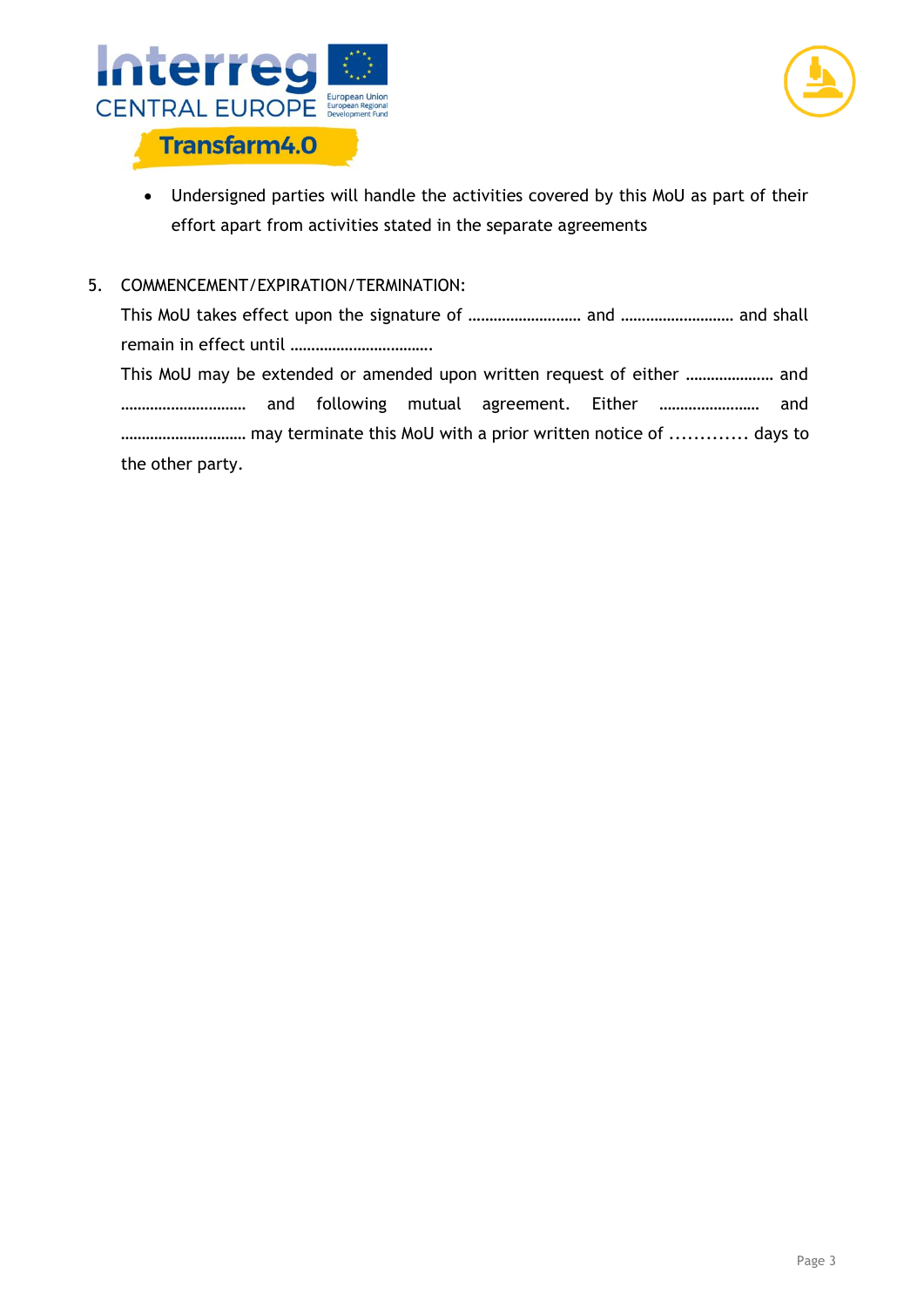- Undersigned parties will handle the activities covered by this MoU as part of their effort apart from activities stated in the separate agreements

5. COMMENCEMENT/EXPIRATION/TERMINATION:

   This MoU takes effect upon the signature of ……………………… and ……………………… and shall remain in effect until …………………………….

   This MoU may be extended or amended upon written request of either ………………… and ………………………… and following mutual agreement. Either …………………… and ………………………… may terminate this MoU with a prior written notice of ............. days to the other party.